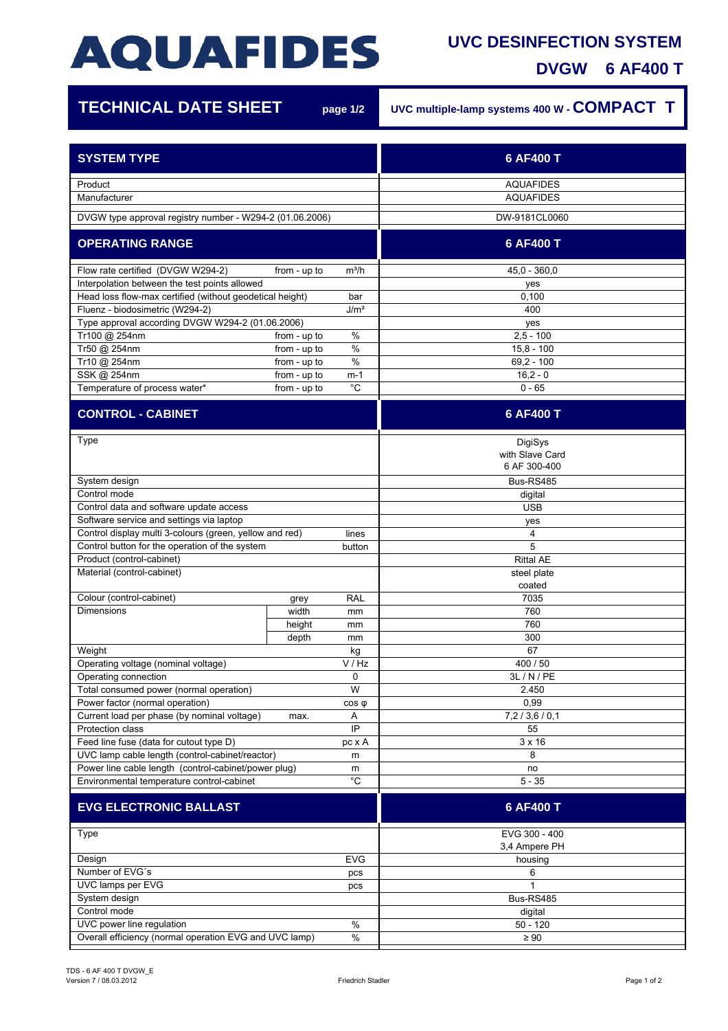# AQUAFIDES

## UVC DESINFECTION SYSTEM

## DVGW 6 AF400 T

## TECHNICAL DATE SHEET

page 1/2

UVC multiple-lamp systems 400 W - **COMPACT T**

| SYSTEM TYPE | | | 6 AF400 T |
|---|---|---|---|
| Product | | | AQUAFIDES |
| Manufacturer | | | AQUAFIDES |
| DVGW type approval registry number - W294-2 (01.06.2006) | | | DW-9181CL0060 |
| **OPERATING RANGE** | | | **6 AF400 T** |
| Flow rate certified (DVGW W294-2) | from - up to | m³/h | 45,0 - 360,0 |
| Interpolation between the test points allowed | | | yes |
| Head loss flow-max certified (without geodetical height) | | bar | 0,100 |
| Fluenz - biodosimetric (W294-2) | | J/m² | 400 |
| Type approval according DVGW W294-2 (01.06.2006) | | | yes |
| Tr100 @ 254nm | from - up to | % | 2,5 - 100 |
| Tr50 @ 254nm | from - up to | % | 15,8 - 100 |
| Tr10 @ 254nm | from - up to | % | 69,2 - 100 |
| SSK @ 254nm | from - up to | m-1 | 16,2 - 0 |
| Temperature of process water* | from - up to | °C | 0 - 65 |
| **CONTROL - CABINET** | | | **6 AF400 T** |
| Type | | | DigiSys with Slave Card 6 AF 300-400 |
| System design | | | Bus-RS485 |
| Control mode | | | digital |
| Control data and software update access | | | USB |
| Software service and settings via laptop | | | yes |
| Control display multi 3-colours (green, yellow and red) | | lines | 4 |
| Control button for the operation of the system | | button | 5 |
| Product (control-cabinet) | | | Rittal AE |
| Material (control-cabinet) | | | steel plate coated |
| Colour (control-cabinet) | grey | RAL | 7035 |
| Dimensions | width | mm | 760 |
| | height | mm | 760 |
| | depth | mm | 300 |
| Weight | | kg | 67 |
| Operating voltage (nominal voltage) | | V / Hz | 400 / 50 |
| Operating connection | | 0 | 3L / N / PE |
| Total consumed power (normal operation) | | W | 2.450 |
| Power factor (normal operation) | | cos φ | 0,99 |
| Current load per phase (by nominal voltage) | max. | A | 7,2 / 3,6 / 0,1 |
| Protection class | | IP | 55 |
| Feed line fuse (data for cutout type D) | | pc x A | 3 x 16 |
| UVC lamp cable length (control-cabinet/reactor) | | m | 8 |
| Power line cable length (control-cabinet/power plug) | | m | no |
| Environmental temperature control-cabinet | | °C | 5 - 35 |
| **EVG ELECTRONIC BALLAST** | | | **6 AF400 T** |
| Type | | | EVG 300 - 400 3,4 Ampere PH |
| Design | | EVG | housing |
| Number of EVG´s | | pcs | 6 |
| UVC lamps per EVG | | pcs | 1 |
| System design | | | Bus-RS485 |
| Control mode | | | digital |
| UVC power line regulation | | % | 50 - 120 |
| Overall efficiency (normal operation EVG and UVC lamp) | | % | ≥ 90 |

TDS - 6 AF 400 T DVGW_E
Version 7 / 08.03.2012

Friedrich Stadler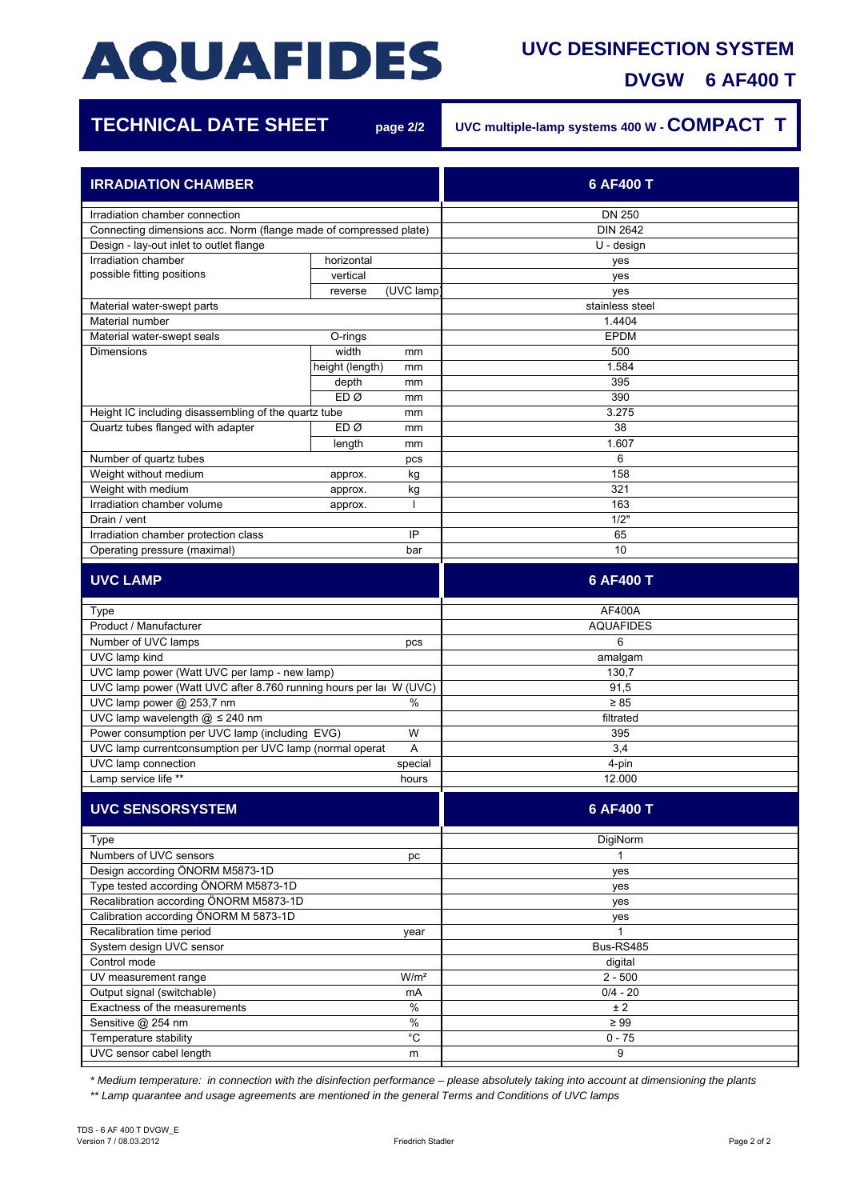# AQUAFIDES

**UVC DESINFECTION SYSTEM**

**DVGW 6 AF400 T**

## TECHNICAL DATE SHEET page 2/2

**UVC multiple-lamp systems 400 W - COMPACT T**

| IRRADIATION CHAMBER | | | 6 AF400 T |
|---|---|---|---|
| Irradiation chamber connection | | | DN 250 |
| Connecting dimensions acc. Norm (flange made of compressed plate) | | | DIN 2642 |
| Design - lay-out inlet to outlet flange | | | U - design |
| Irradiation chamber possible fitting positions | horizontal | | yes |
| | vertical | | yes |
| | reverse | (UVC lamp) | yes |
| Material water-swept parts | | | stainless steel |
| Material number | | | 1.4404 |
| Material water-swept seals | O-rings | | EPDM |
| Dimensions | width | mm | 500 |
| | height (length) | mm | 1.584 |
| | depth | mm | 395 |
| | ED Ø | mm | 390 |
| Height IC including disassembling of the quartz tube | | mm | 3.275 |
| Quartz tubes flanged with adapter | ED Ø | mm | 38 |
| | length | mm | 1.607 |
| Number of quartz tubes | | pcs | 6 |
| Weight without medium | approx. | kg | 158 |
| Weight with medium | approx. | kg | 321 |
| Irradiation chamber volume | approx. | l | 163 |
| Drain / vent | | | 1/2" |
| Irradiation chamber protection class | | IP | 65 |
| Operating pressure (maximal) | | bar | 10 |

| UVC LAMP | | 6 AF400 T |
|---|---|---|
| Type | | AF400A |
| Product / Manufacturer | | AQUAFIDES |
| Number of UVC lamps | pcs | 6 |
| UVC lamp kind | | amalgam |
| UVC lamp power (Watt UVC per lamp - new lamp) | | 130,7 |
| UVC lamp power (Watt UVC after 8.760 running hours per lai | W (UVC) | 91,5 |
| UVC lamp power @ 253,7 nm | % | ≥ 85 |
| UVC lamp wavelength @ ≤ 240 nm | | filtrated |
| Power consumption per UVC lamp (including EVG) | W | 395 |
| UVC lamp currentconsumption per UVC lamp (normal operat | A | 3,4 |
| UVC lamp connection | special | 4-pin |
| Lamp service life ** | hours | 12.000 |

| UVC SENSORSYSTEM | | 6 AF400 T |
|---|---|---|
| Type | | DigiNorm |
| Numbers of UVC sensors | pc | 1 |
| Design according ÖNORM M5873-1D | | yes |
| Type tested according ÖNORM M5873-1D | | yes |
| Recalibration according ÖNORM M5873-1D | | yes |
| Calibration according ÖNORM M 5873-1D | | yes |
| Recalibration time period | year | 1 |
| System design UVC sensor | | Bus-RS485 |
| Control mode | | digital |
| UV measurement range | W/m² | 2 - 500 |
| Output signal (switchable) | mA | 0/4 - 20 |
| Exactness of the measurements | % | ± 2 |
| Sensitive @ 254 nm | % | ≥ 99 |
| Temperature stability | °C | 0 - 75 |
| UVC sensor cabel length | m | 9 |

*\* Medium temperature: in connection with the disinfection performance – please absolutely taking into account at dimensioning the plants*

*\*\* Lamp quarantee and usage agreements are mentioned in the general Terms and Conditions of UVC lamps*

TDS - 6 AF 400 T DVGW_E
Version 7 / 08.03.2012

Friedrich Stadler